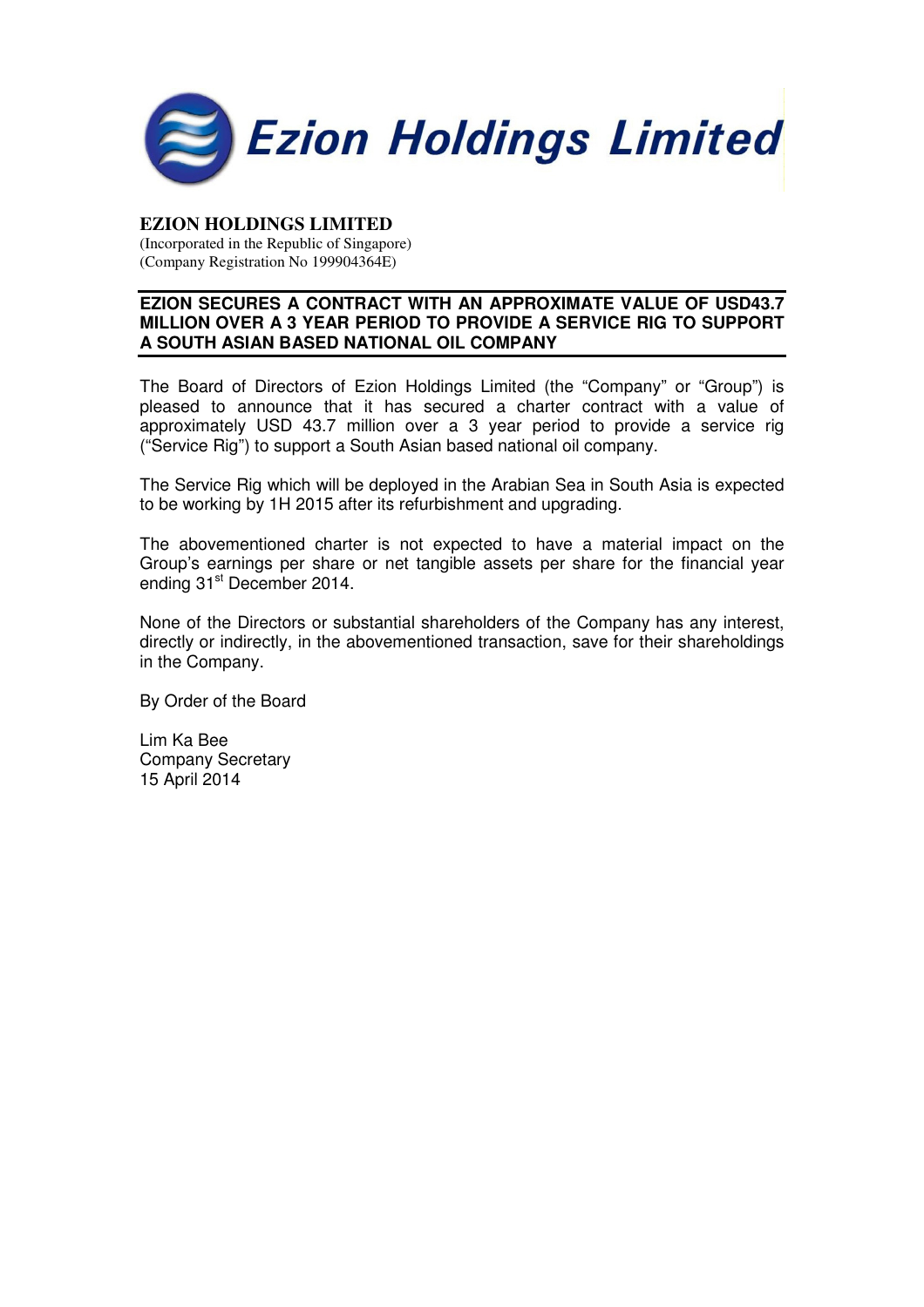# Ezion Holdings Limited

**EZION HOLDINGS LIMITED**
(Incorporated in the Republic of Singapore)
(Company Registration No 199904364E)

## EZION SECURES A CONTRACT WITH AN APPROXIMATE VALUE OF USD43.7 MILLION OVER A 3 YEAR PERIOD TO PROVIDE A SERVICE RIG TO SUPPORT A SOUTH ASIAN BASED NATIONAL OIL COMPANY

The Board of Directors of Ezion Holdings Limited (the "Company" or "Group") is pleased to announce that it has secured a charter contract with a value of approximately USD 43.7 million over a 3 year period to provide a service rig ("Service Rig") to support a South Asian based national oil company.

The Service Rig which will be deployed in the Arabian Sea in South Asia is expected to be working by 1H 2015 after its refurbishment and upgrading.

The abovementioned charter is not expected to have a material impact on the Group's earnings per share or net tangible assets per share for the financial year ending 31st December 2014.

None of the Directors or substantial shareholders of the Company has any interest, directly or indirectly, in the abovementioned transaction, save for their shareholdings in the Company.

By Order of the Board

Lim Ka Bee
Company Secretary
15 April 2014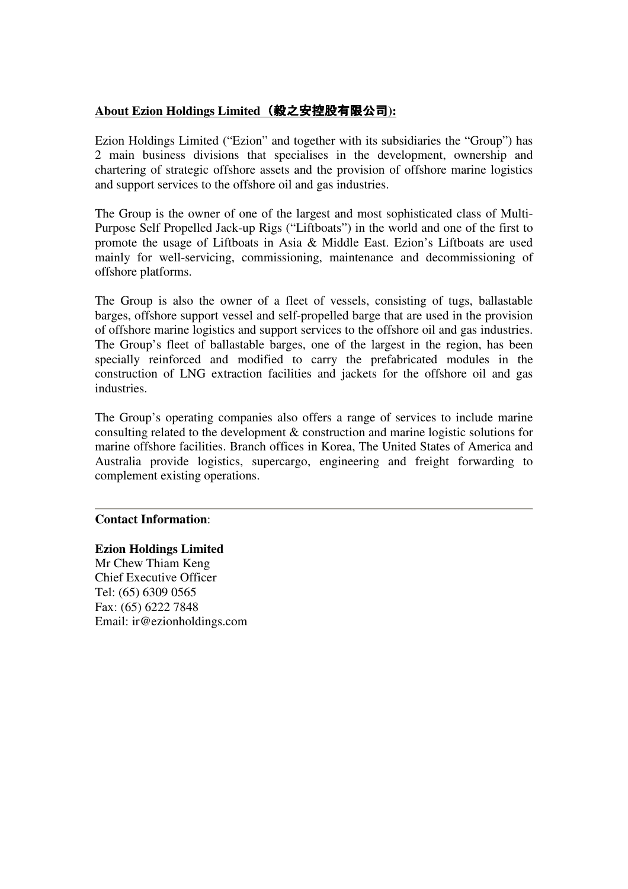**<u>About Ezion Holdings Limited（毅之安控股有限公司):</u>**

Ezion Holdings Limited ("Ezion" and together with its subsidiaries the "Group") has 2 main business divisions that specialises in the development, ownership and chartering of strategic offshore assets and the provision of offshore marine logistics and support services to the offshore oil and gas industries.

The Group is the owner of one of the largest and most sophisticated class of Multi-Purpose Self Propelled Jack-up Rigs ("Liftboats") in the world and one of the first to promote the usage of Liftboats in Asia & Middle East. Ezion's Liftboats are used mainly for well-servicing, commissioning, maintenance and decommissioning of offshore platforms.

The Group is also the owner of a fleet of vessels, consisting of tugs, ballastable barges, offshore support vessel and self-propelled barge that are used in the provision of offshore marine logistics and support services to the offshore oil and gas industries. The Group's fleet of ballastable barges, one of the largest in the region, has been specially reinforced and modified to carry the prefabricated modules in the construction of LNG extraction facilities and jackets for the offshore oil and gas industries.

The Group's operating companies also offers a range of services to include marine consulting related to the development & construction and marine logistic solutions for marine offshore facilities. Branch offices in Korea, The United States of America and Australia provide logistics, supercargo, engineering and freight forwarding to complement existing operations.

---

**Contact Information**:

**Ezion Holdings Limited**
Mr Chew Thiam Keng
Chief Executive Officer
Tel: (65) 6309 0565
Fax: (65) 6222 7848
Email: ir@ezionholdings.com